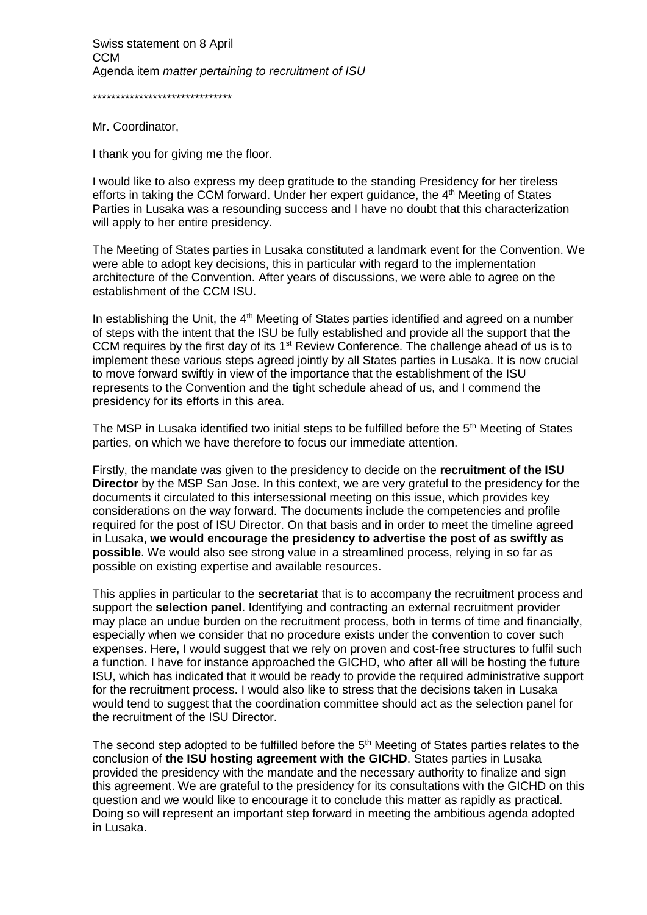Swiss statement on 8 April
CCM
Agenda item *matter pertaining to recruitment of ISU*

******************************

Mr. Coordinator,

I thank you for giving me the floor.

I would like to also express my deep gratitude to the standing Presidency for her tireless efforts in taking the CCM forward. Under her expert guidance, the 4th Meeting of States Parties in Lusaka was a resounding success and I have no doubt that this characterization will apply to her entire presidency.

The Meeting of States parties in Lusaka constituted a landmark event for the Convention. We were able to adopt key decisions, this in particular with regard to the implementation architecture of the Convention. After years of discussions, we were able to agree on the establishment of the CCM ISU.

In establishing the Unit, the 4th Meeting of States parties identified and agreed on a number of steps with the intent that the ISU be fully established and provide all the support that the CCM requires by the first day of its 1st Review Conference. The challenge ahead of us is to implement these various steps agreed jointly by all States parties in Lusaka. It is now crucial to move forward swiftly in view of the importance that the establishment of the ISU represents to the Convention and the tight schedule ahead of us, and I commend the presidency for its efforts in this area.

The MSP in Lusaka identified two initial steps to be fulfilled before the 5th Meeting of States parties, on which we have therefore to focus our immediate attention.

Firstly, the mandate was given to the presidency to decide on the **recruitment of the ISU Director** by the MSP San Jose. In this context, we are very grateful to the presidency for the documents it circulated to this intersessional meeting on this issue, which provides key considerations on the way forward. The documents include the competencies and profile required for the post of ISU Director. On that basis and in order to meet the timeline agreed in Lusaka, **we would encourage the presidency to advertise the post of as swiftly as possible**. We would also see strong value in a streamlined process, relying in so far as possible on existing expertise and available resources.

This applies in particular to the **secretariat** that is to accompany the recruitment process and support the **selection panel**. Identifying and contracting an external recruitment provider may place an undue burden on the recruitment process, both in terms of time and financially, especially when we consider that no procedure exists under the convention to cover such expenses. Here, I would suggest that we rely on proven and cost-free structures to fulfil such a function. I have for instance approached the GICHD, who after all will be hosting the future ISU, which has indicated that it would be ready to provide the required administrative support for the recruitment process. I would also like to stress that the decisions taken in Lusaka would tend to suggest that the coordination committee should act as the selection panel for the recruitment of the ISU Director.

The second step adopted to be fulfilled before the 5th Meeting of States parties relates to the conclusion of **the ISU hosting agreement with the GICHD**. States parties in Lusaka provided the presidency with the mandate and the necessary authority to finalize and sign this agreement. We are grateful to the presidency for its consultations with the GICHD on this question and we would like to encourage it to conclude this matter as rapidly as practical. Doing so will represent an important step forward in meeting the ambitious agenda adopted in Lusaka.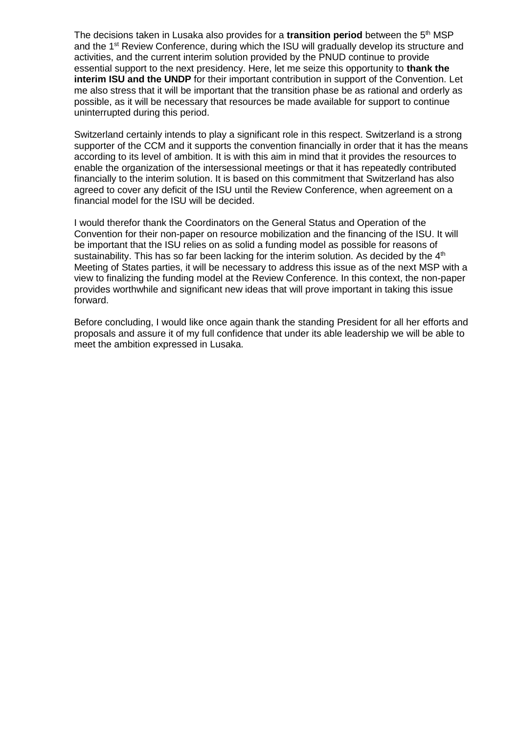The decisions taken in Lusaka also provides for a **transition period** between the 5th MSP and the 1st Review Conference, during which the ISU will gradually develop its structure and activities, and the current interim solution provided by the PNUD continue to provide essential support to the next presidency. Here, let me seize this opportunity to **thank the interim ISU and the UNDP** for their important contribution in support of the Convention. Let me also stress that it will be important that the transition phase be as rational and orderly as possible, as it will be necessary that resources be made available for support to continue uninterrupted during this period.

Switzerland certainly intends to play a significant role in this respect. Switzerland is a strong supporter of the CCM and it supports the convention financially in order that it has the means according to its level of ambition. It is with this aim in mind that it provides the resources to enable the organization of the intersessional meetings or that it has repeatedly contributed financially to the interim solution. It is based on this commitment that Switzerland has also agreed to cover any deficit of the ISU until the Review Conference, when agreement on a financial model for the ISU will be decided.

I would therefor thank the Coordinators on the General Status and Operation of the Convention for their non-paper on resource mobilization and the financing of the ISU. It will be important that the ISU relies on as solid a funding model as possible for reasons of sustainability. This has so far been lacking for the interim solution. As decided by the 4th Meeting of States parties, it will be necessary to address this issue as of the next MSP with a view to finalizing the funding model at the Review Conference. In this context, the non-paper provides worthwhile and significant new ideas that will prove important in taking this issue forward.

Before concluding, I would like once again thank the standing President for all her efforts and proposals and assure it of my full confidence that under its able leadership we will be able to meet the ambition expressed in Lusaka.